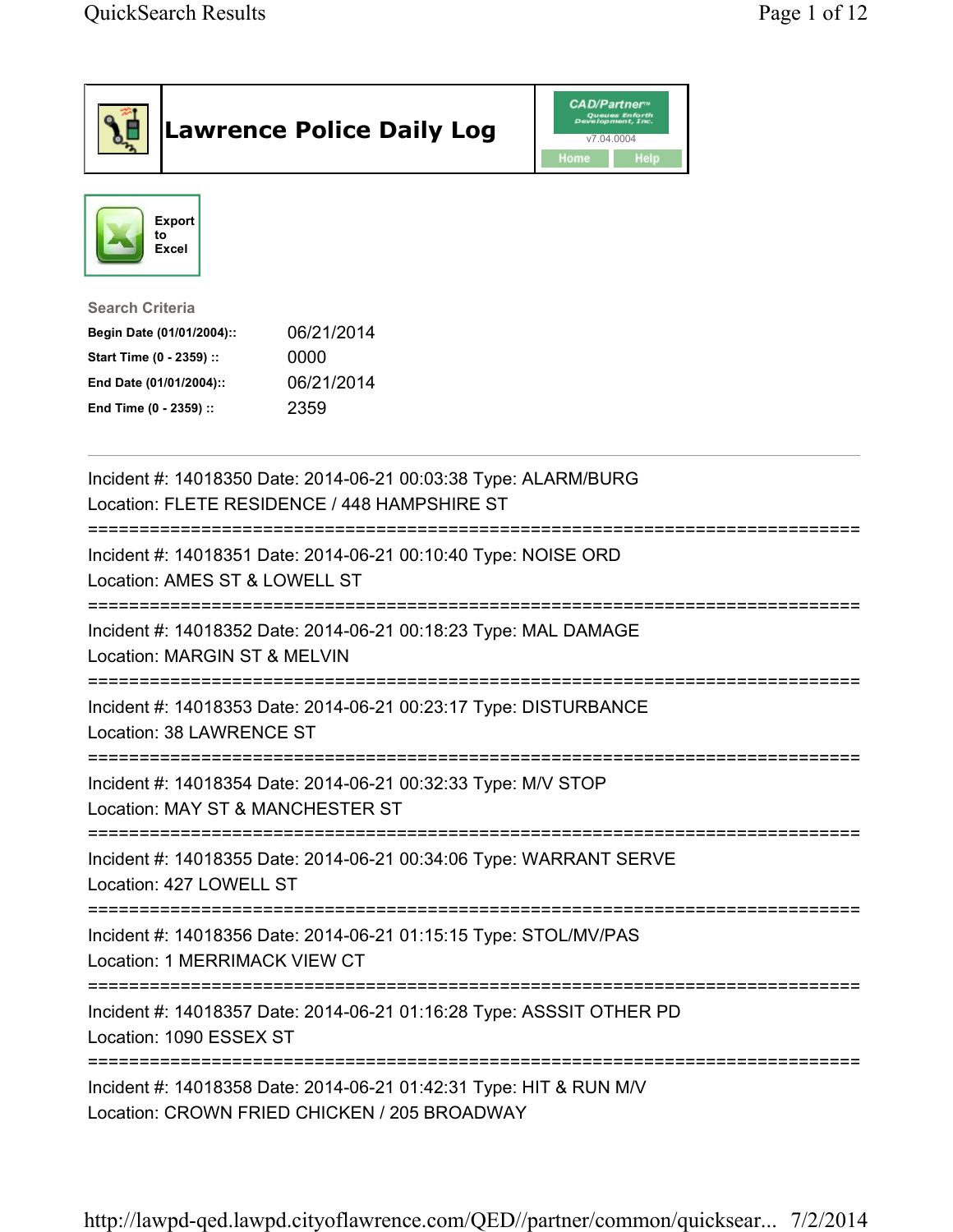# Lawrence Police Daily Log

CAD/Partner™ Queues Enforth Development, Inc.
v7.04.0004

Home | Help

Export to Excel

**Search Criteria**

| | |
|---|---|
| **Begin Date (01/01/2004)::** | 06/21/2014 |
| **Start Time (0 - 2359) ::** | 0000 |
| **End Date (01/01/2004)::** | 06/21/2014 |
| **End Time (0 - 2359) ::** | 2359 |

---

Incident #: 14018350 Date: 2014-06-21 00:03:38 Type: ALARM/BURG
Location: FLETE RESIDENCE / 448 HAMPSHIRE ST

===========================================================================

Incident #: 14018351 Date: 2014-06-21 00:10:40 Type: NOISE ORD
Location: AMES ST & LOWELL ST

===========================================================================

Incident #: 14018352 Date: 2014-06-21 00:18:23 Type: MAL DAMAGE
Location: MARGIN ST & MELVIN

===========================================================================

Incident #: 14018353 Date: 2014-06-21 00:23:17 Type: DISTURBANCE
Location: 38 LAWRENCE ST

===========================================================================

Incident #: 14018354 Date: 2014-06-21 00:32:33 Type: M/V STOP
Location: MAY ST & MANCHESTER ST

===========================================================================

Incident #: 14018355 Date: 2014-06-21 00:34:06 Type: WARRANT SERVE
Location: 427 LOWELL ST

===========================================================================

Incident #: 14018356 Date: 2014-06-21 01:15:15 Type: STOL/MV/PAS
Location: 1 MERRIMACK VIEW CT

===========================================================================

Incident #: 14018357 Date: 2014-06-21 01:16:28 Type: ASSSIT OTHER PD
Location: 1090 ESSEX ST

===========================================================================

Incident #: 14018358 Date: 2014-06-21 01:42:31 Type: HIT & RUN M/V
Location: CROWN FRIED CHICKEN / 205 BROADWAY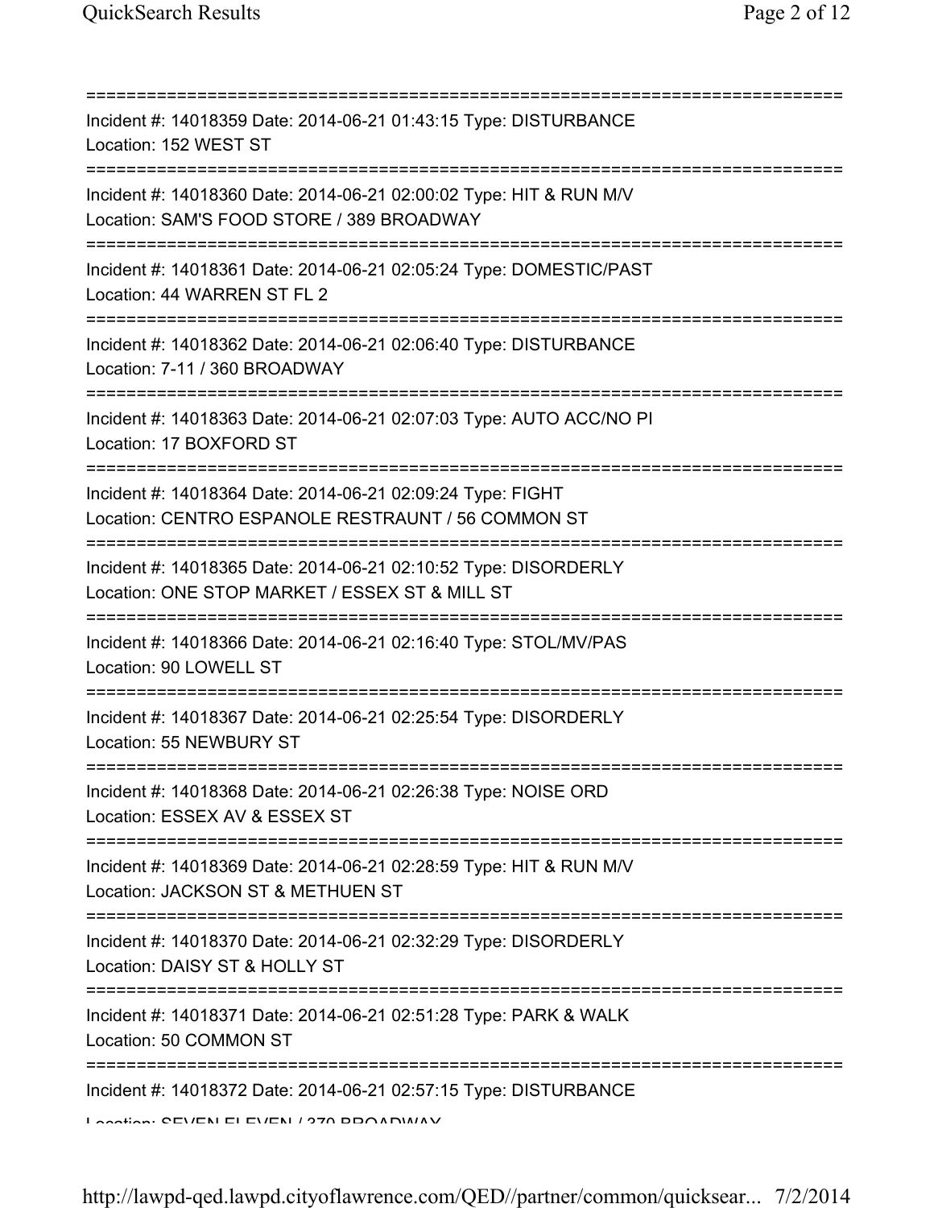===========================================================================

Incident #: 14018359 Date: 2014-06-21 01:43:15 Type: DISTURBANCE
Location: 152 WEST ST

===========================================================================

Incident #: 14018360 Date: 2014-06-21 02:00:02 Type: HIT & RUN M/V
Location: SAM'S FOOD STORE / 389 BROADWAY

===========================================================================

Incident #: 14018361 Date: 2014-06-21 02:05:24 Type: DOMESTIC/PAST
Location: 44 WARREN ST FL 2

===========================================================================

Incident #: 14018362 Date: 2014-06-21 02:06:40 Type: DISTURBANCE
Location: 7-11 / 360 BROADWAY

===========================================================================

Incident #: 14018363 Date: 2014-06-21 02:07:03 Type: AUTO ACC/NO PI
Location: 17 BOXFORD ST

===========================================================================

Incident #: 14018364 Date: 2014-06-21 02:09:24 Type: FIGHT
Location: CENTRO ESPANOLE RESTRAUNT / 56 COMMON ST

===========================================================================

Incident #: 14018365 Date: 2014-06-21 02:10:52 Type: DISORDERLY
Location: ONE STOP MARKET / ESSEX ST & MILL ST

===========================================================================

Incident #: 14018366 Date: 2014-06-21 02:16:40 Type: STOL/MV/PAS
Location: 90 LOWELL ST

===========================================================================

Incident #: 14018367 Date: 2014-06-21 02:25:54 Type: DISORDERLY
Location: 55 NEWBURY ST

===========================================================================

Incident #: 14018368 Date: 2014-06-21 02:26:38 Type: NOISE ORD
Location: ESSEX AV & ESSEX ST

===========================================================================

Incident #: 14018369 Date: 2014-06-21 02:28:59 Type: HIT & RUN M/V
Location: JACKSON ST & METHUEN ST

===========================================================================

Incident #: 14018370 Date: 2014-06-21 02:32:29 Type: DISORDERLY
Location: DAISY ST & HOLLY ST

===========================================================================

Incident #: 14018371 Date: 2014-06-21 02:51:28 Type: PARK & WALK
Location: 50 COMMON ST

===========================================================================

Incident #: 14018372 Date: 2014-06-21 02:57:15 Type: DISTURBANCE
Location: SEVEN ELEVEN / 370 BROADWAY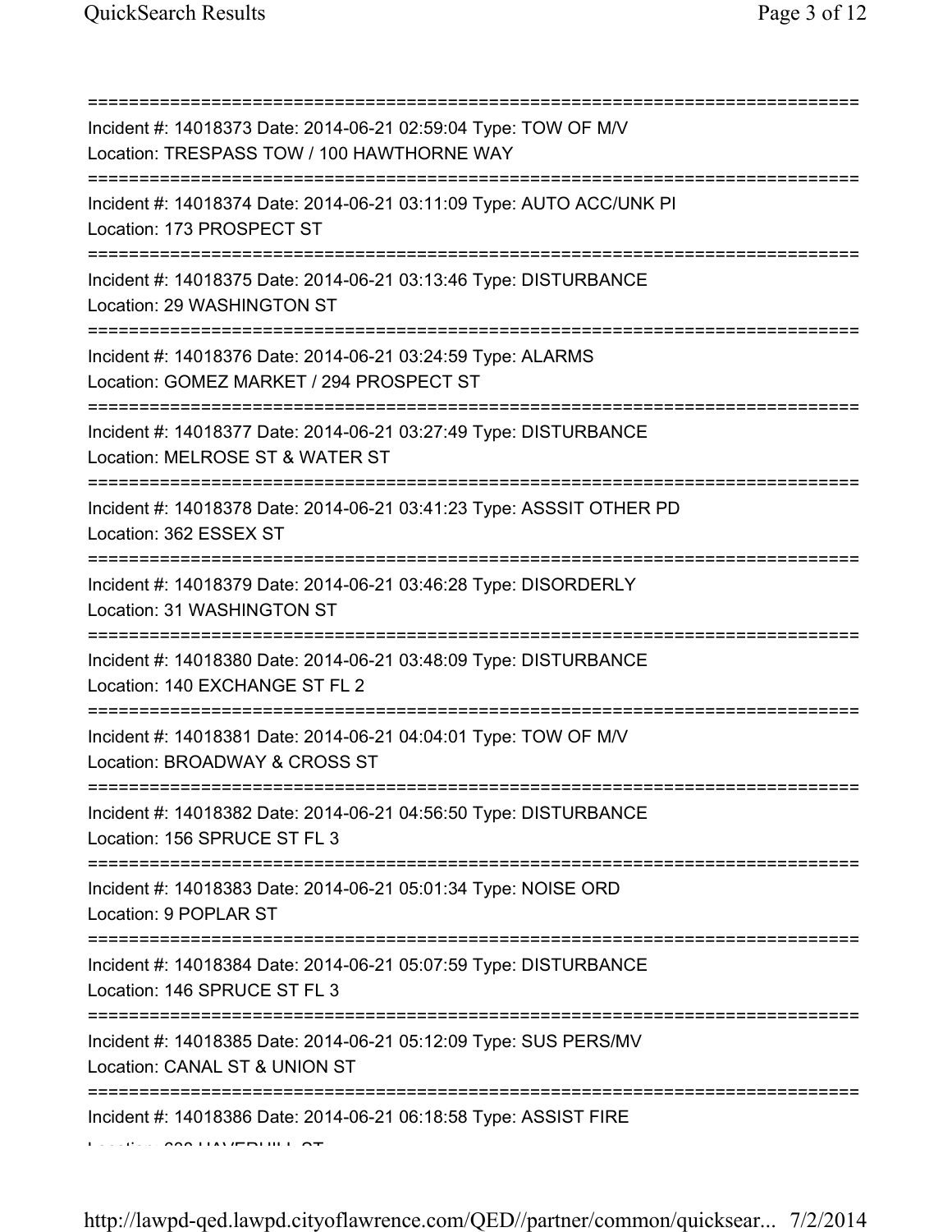==============================================================================

Incident #: 14018373 Date: 2014-06-21 02:59:04 Type: TOW OF M/V
Location: TRESPASS TOW / 100 HAWTHORNE WAY

==============================================================================

Incident #: 14018374 Date: 2014-06-21 03:11:09 Type: AUTO ACC/UNK PI
Location: 173 PROSPECT ST

==============================================================================

Incident #: 14018375 Date: 2014-06-21 03:13:46 Type: DISTURBANCE
Location: 29 WASHINGTON ST

==============================================================================

Incident #: 14018376 Date: 2014-06-21 03:24:59 Type: ALARMS
Location: GOMEZ MARKET / 294 PROSPECT ST

==============================================================================

Incident #: 14018377 Date: 2014-06-21 03:27:49 Type: DISTURBANCE
Location: MELROSE ST & WATER ST

==============================================================================

Incident #: 14018378 Date: 2014-06-21 03:41:23 Type: ASSSIT OTHER PD
Location: 362 ESSEX ST

==============================================================================

Incident #: 14018379 Date: 2014-06-21 03:46:28 Type: DISORDERLY
Location: 31 WASHINGTON ST

==============================================================================

Incident #: 14018380 Date: 2014-06-21 03:48:09 Type: DISTURBANCE
Location: 140 EXCHANGE ST FL 2

==============================================================================

Incident #: 14018381 Date: 2014-06-21 04:04:01 Type: TOW OF M/V
Location: BROADWAY & CROSS ST

==============================================================================

Incident #: 14018382 Date: 2014-06-21 04:56:50 Type: DISTURBANCE
Location: 156 SPRUCE ST FL 3

==============================================================================

Incident #: 14018383 Date: 2014-06-21 05:01:34 Type: NOISE ORD
Location: 9 POPLAR ST

==============================================================================

Incident #: 14018384 Date: 2014-06-21 05:07:59 Type: DISTURBANCE
Location: 146 SPRUCE ST FL 3

==============================================================================

Incident #: 14018385 Date: 2014-06-21 05:12:09 Type: SUS PERS/MV
Location: CANAL ST & UNION ST

==============================================================================

Incident #: 14018386 Date: 2014-06-21 06:18:58 Type: ASSIST FIRE
Location: 320 HAVERHILL ST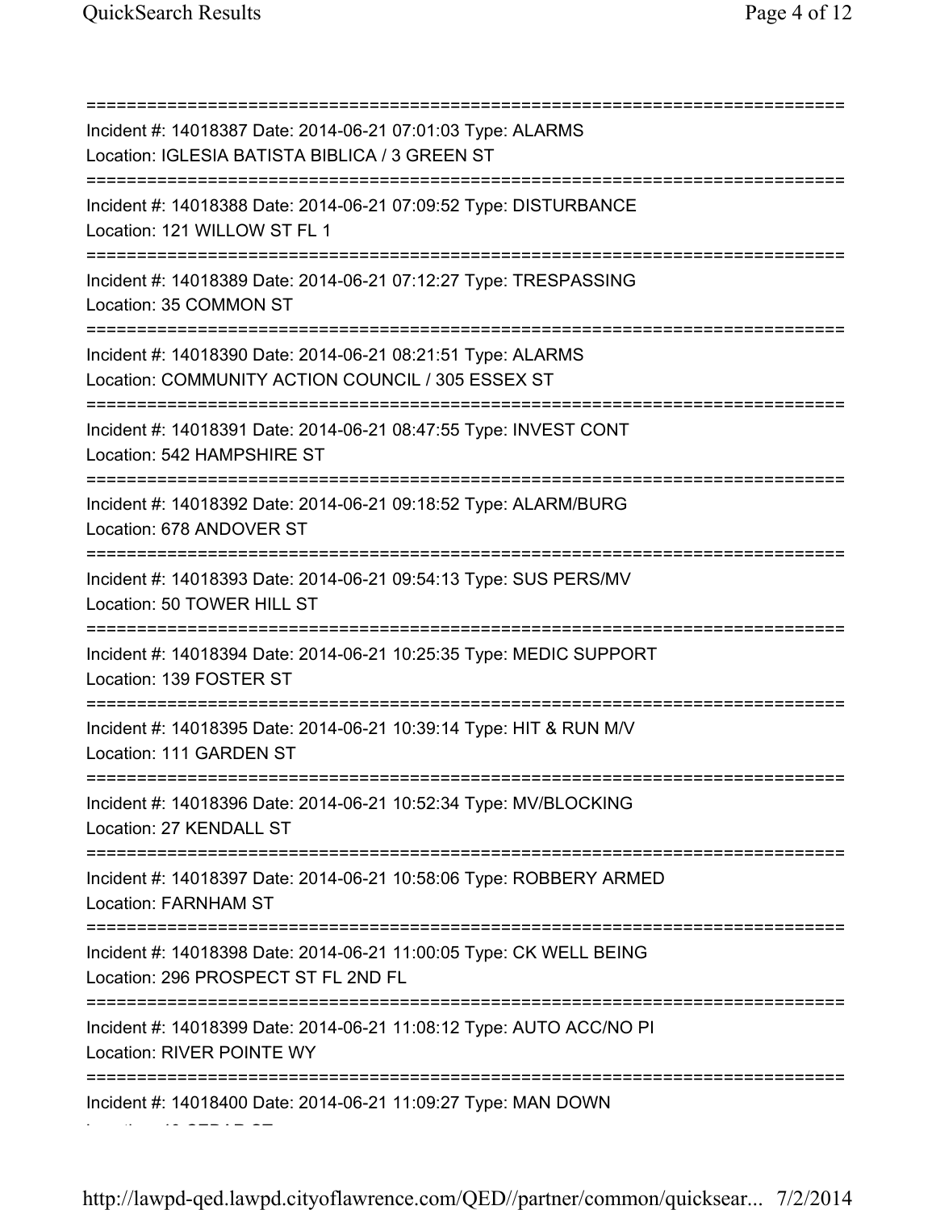===========================================================================
Incident #: 14018387 Date: 2014-06-21 07:01:03 Type: ALARMS
Location: IGLESIA BATISTA BIBLICA / 3 GREEN ST
===========================================================================
Incident #: 14018388 Date: 2014-06-21 07:09:52 Type: DISTURBANCE
Location: 121 WILLOW ST FL 1
===========================================================================
Incident #: 14018389 Date: 2014-06-21 07:12:27 Type: TRESPASSING
Location: 35 COMMON ST
===========================================================================
Incident #: 14018390 Date: 2014-06-21 08:21:51 Type: ALARMS
Location: COMMUNITY ACTION COUNCIL / 305 ESSEX ST
===========================================================================
Incident #: 14018391 Date: 2014-06-21 08:47:55 Type: INVEST CONT
Location: 542 HAMPSHIRE ST
===========================================================================
Incident #: 14018392 Date: 2014-06-21 09:18:52 Type: ALARM/BURG
Location: 678 ANDOVER ST
===========================================================================
Incident #: 14018393 Date: 2014-06-21 09:54:13 Type: SUS PERS/MV
Location: 50 TOWER HILL ST
===========================================================================
Incident #: 14018394 Date: 2014-06-21 10:25:35 Type: MEDIC SUPPORT
Location: 139 FOSTER ST
===========================================================================
Incident #: 14018395 Date: 2014-06-21 10:39:14 Type: HIT & RUN M/V
Location: 111 GARDEN ST
===========================================================================
Incident #: 14018396 Date: 2014-06-21 10:52:34 Type: MV/BLOCKING
Location: 27 KENDALL ST
===========================================================================
Incident #: 14018397 Date: 2014-06-21 10:58:06 Type: ROBBERY ARMED
Location: FARNHAM ST
===========================================================================
Incident #: 14018398 Date: 2014-06-21 11:00:05 Type: CK WELL BEING
Location: 296 PROSPECT ST FL 2ND FL
===========================================================================
Incident #: 14018399 Date: 2014-06-21 11:08:12 Type: AUTO ACC/NO PI
Location: RIVER POINTE WY
===========================================================================
Incident #: 14018400 Date: 2014-06-21 11:09:27 Type: MAN DOWN
Location: 40 CEDAR ST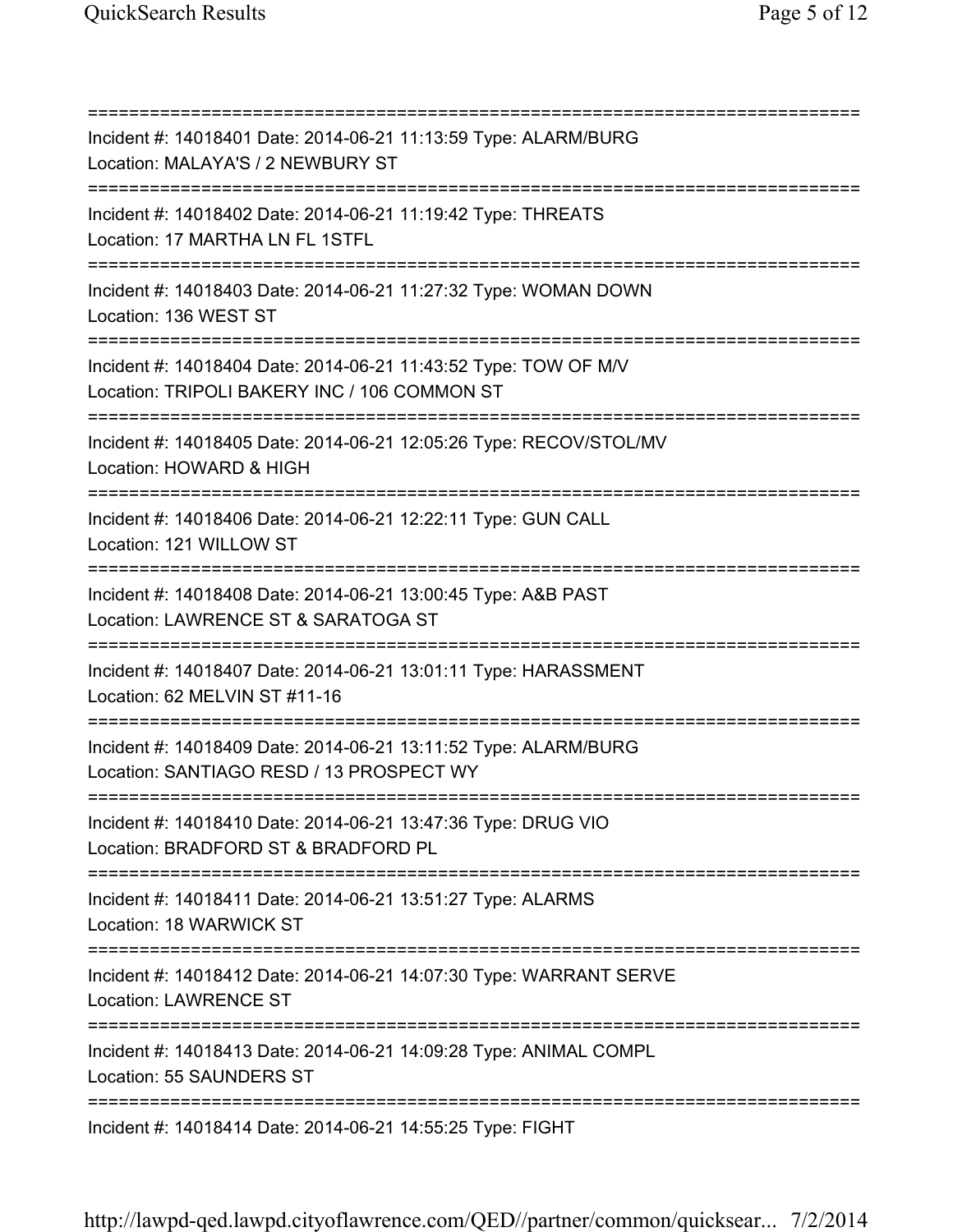===========================================================================
Incident #: 14018401 Date: 2014-06-21 11:13:59 Type: ALARM/BURG
Location: MALAYA'S / 2 NEWBURY ST
===========================================================================
Incident #: 14018402 Date: 2014-06-21 11:19:42 Type: THREATS
Location: 17 MARTHA LN FL 1STFL
===========================================================================
Incident #: 14018403 Date: 2014-06-21 11:27:32 Type: WOMAN DOWN
Location: 136 WEST ST
===========================================================================
Incident #: 14018404 Date: 2014-06-21 11:43:52 Type: TOW OF M/V
Location: TRIPOLI BAKERY INC / 106 COMMON ST
===========================================================================
Incident #: 14018405 Date: 2014-06-21 12:05:26 Type: RECOV/STOL/MV
Location: HOWARD & HIGH
===========================================================================
Incident #: 14018406 Date: 2014-06-21 12:22:11 Type: GUN CALL
Location: 121 WILLOW ST
===========================================================================
Incident #: 14018408 Date: 2014-06-21 13:00:45 Type: A&B PAST
Location: LAWRENCE ST & SARATOGA ST
===========================================================================
Incident #: 14018407 Date: 2014-06-21 13:01:11 Type: HARASSMENT
Location: 62 MELVIN ST #11-16
===========================================================================
Incident #: 14018409 Date: 2014-06-21 13:11:52 Type: ALARM/BURG
Location: SANTIAGO RESD / 13 PROSPECT WY
===========================================================================
Incident #: 14018410 Date: 2014-06-21 13:47:36 Type: DRUG VIO
Location: BRADFORD ST & BRADFORD PL
===========================================================================
Incident #: 14018411 Date: 2014-06-21 13:51:27 Type: ALARMS
Location: 18 WARWICK ST
===========================================================================
Incident #: 14018412 Date: 2014-06-21 14:07:30 Type: WARRANT SERVE
Location: LAWRENCE ST
===========================================================================
Incident #: 14018413 Date: 2014-06-21 14:09:28 Type: ANIMAL COMPL
Location: 55 SAUNDERS ST
===========================================================================
Incident #: 14018414 Date: 2014-06-21 14:55:25 Type: FIGHT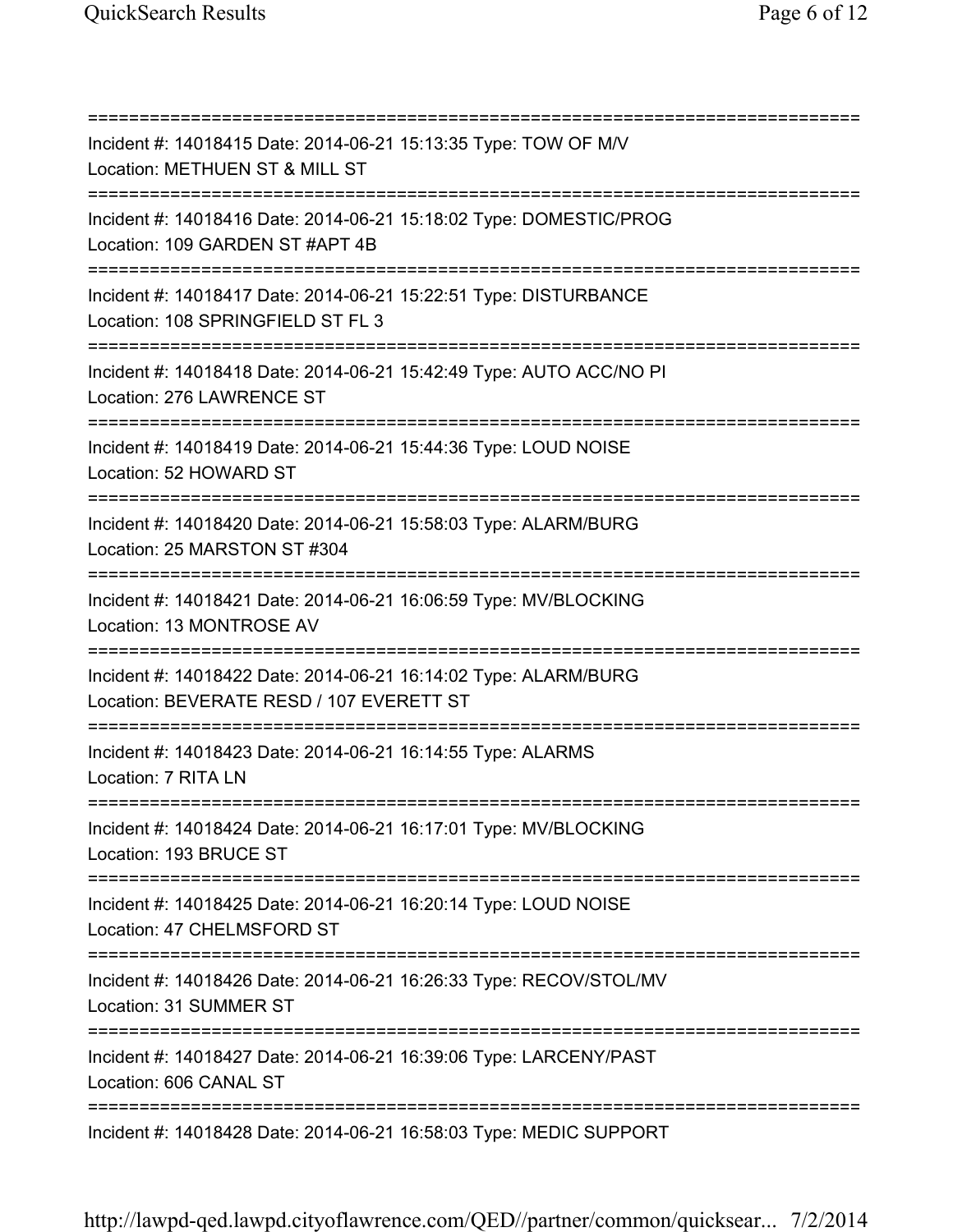===========================================================================
Incident #: 14018415 Date: 2014-06-21 15:13:35 Type: TOW OF M/V
Location: METHUEN ST & MILL ST
===========================================================================
Incident #: 14018416 Date: 2014-06-21 15:18:02 Type: DOMESTIC/PROG
Location: 109 GARDEN ST #APT 4B
===========================================================================
Incident #: 14018417 Date: 2014-06-21 15:22:51 Type: DISTURBANCE
Location: 108 SPRINGFIELD ST FL 3
===========================================================================
Incident #: 14018418 Date: 2014-06-21 15:42:49 Type: AUTO ACC/NO PI
Location: 276 LAWRENCE ST
===========================================================================
Incident #: 14018419 Date: 2014-06-21 15:44:36 Type: LOUD NOISE
Location: 52 HOWARD ST
===========================================================================
Incident #: 14018420 Date: 2014-06-21 15:58:03 Type: ALARM/BURG
Location: 25 MARSTON ST #304
===========================================================================
Incident #: 14018421 Date: 2014-06-21 16:06:59 Type: MV/BLOCKING
Location: 13 MONTROSE AV
===========================================================================
Incident #: 14018422 Date: 2014-06-21 16:14:02 Type: ALARM/BURG
Location: BEVERATE RESD / 107 EVERETT ST
===========================================================================
Incident #: 14018423 Date: 2014-06-21 16:14:55 Type: ALARMS
Location: 7 RITA LN
===========================================================================
Incident #: 14018424 Date: 2014-06-21 16:17:01 Type: MV/BLOCKING
Location: 193 BRUCE ST
===========================================================================
Incident #: 14018425 Date: 2014-06-21 16:20:14 Type: LOUD NOISE
Location: 47 CHELMSFORD ST
===========================================================================
Incident #: 14018426 Date: 2014-06-21 16:26:33 Type: RECOV/STOL/MV
Location: 31 SUMMER ST
===========================================================================
Incident #: 14018427 Date: 2014-06-21 16:39:06 Type: LARCENY/PAST
Location: 606 CANAL ST
===========================================================================
Incident #: 14018428 Date: 2014-06-21 16:58:03 Type: MEDIC SUPPORT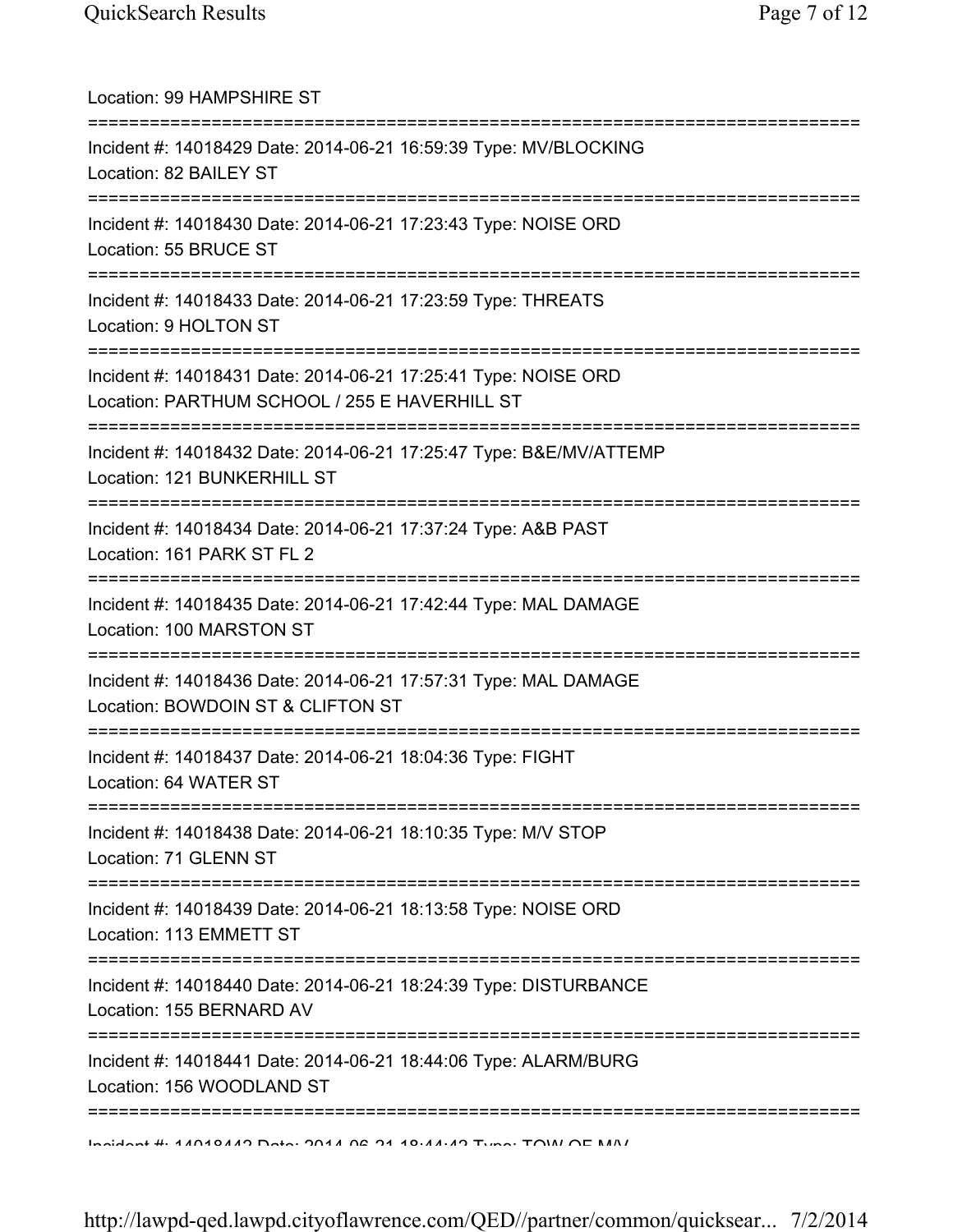Location: 99 HAMPSHIRE ST

===========================================================================

Incident #: 14018429 Date: 2014-06-21 16:59:39 Type: MV/BLOCKING

Location: 82 BAILEY ST

===========================================================================

Incident #: 14018430 Date: 2014-06-21 17:23:43 Type: NOISE ORD

Location: 55 BRUCE ST

===========================================================================

Incident #: 14018433 Date: 2014-06-21 17:23:59 Type: THREATS

Location: 9 HOLTON ST

===========================================================================

Incident #: 14018431 Date: 2014-06-21 17:25:41 Type: NOISE ORD

Location: PARTHUM SCHOOL / 255 E HAVERHILL ST

===========================================================================

Incident #: 14018432 Date: 2014-06-21 17:25:47 Type: B&E/MV/ATTEMP

Location: 121 BUNKERHILL ST

===========================================================================

Incident #: 14018434 Date: 2014-06-21 17:37:24 Type: A&B PAST

Location: 161 PARK ST FL 2

===========================================================================

Incident #: 14018435 Date: 2014-06-21 17:42:44 Type: MAL DAMAGE

Location: 100 MARSTON ST

===========================================================================

Incident #: 14018436 Date: 2014-06-21 17:57:31 Type: MAL DAMAGE

Location: BOWDOIN ST & CLIFTON ST

===========================================================================

Incident #: 14018437 Date: 2014-06-21 18:04:36 Type: FIGHT

Location: 64 WATER ST

===========================================================================

Incident #: 14018438 Date: 2014-06-21 18:10:35 Type: M/V STOP

Location: 71 GLENN ST

===========================================================================

Incident #: 14018439 Date: 2014-06-21 18:13:58 Type: NOISE ORD

Location: 113 EMMETT ST

===========================================================================

Incident #: 14018440 Date: 2014-06-21 18:24:39 Type: DISTURBANCE

Location: 155 BERNARD AV

===========================================================================

Incident #: 14018441 Date: 2014-06-21 18:44:06 Type: ALARM/BURG

Location: 156 WOODLAND ST

===========================================================================

Incident #: 14018442 Date: 2014-06-21 18:44:42 Type: TOW OF M/V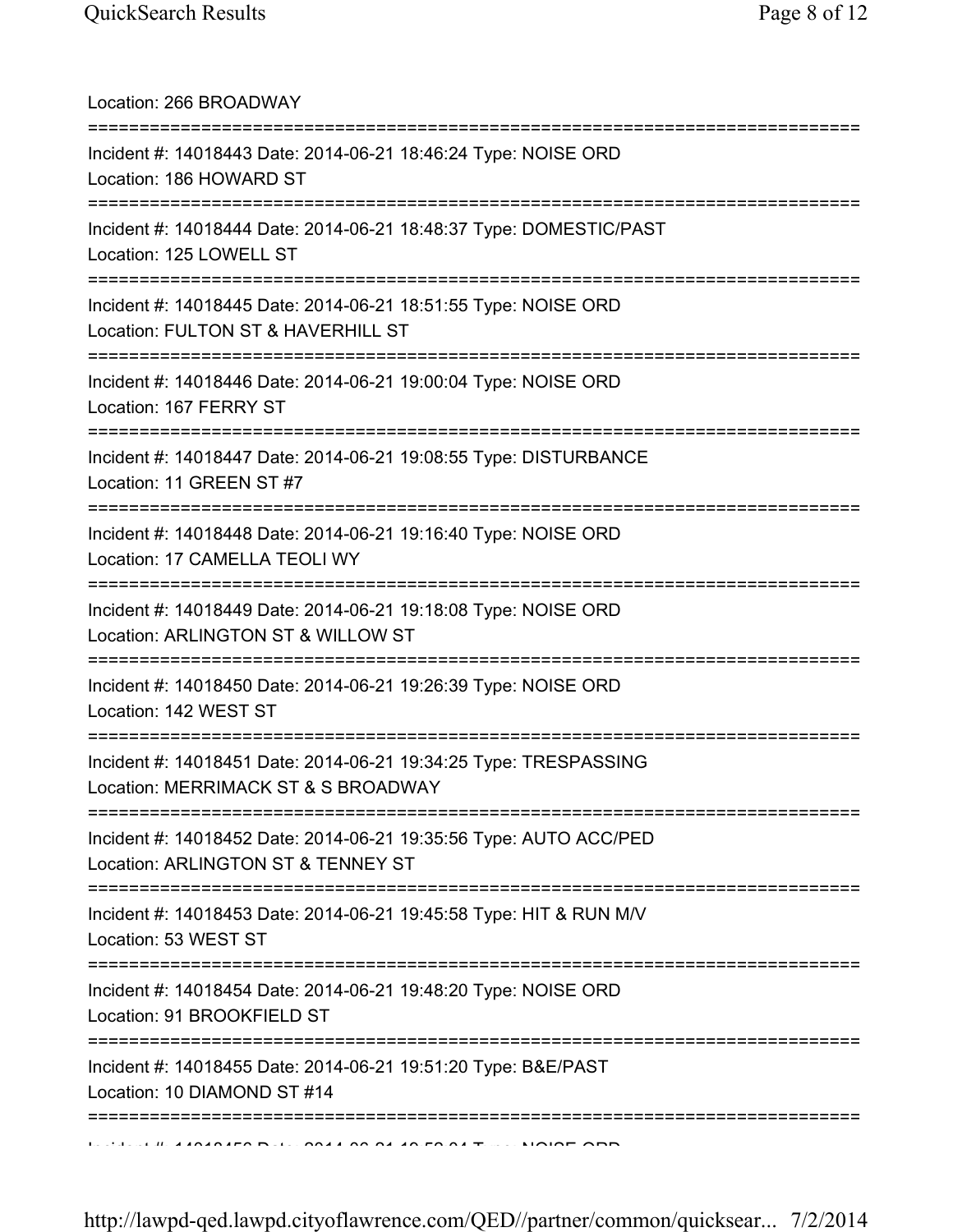Location: 266 BROADWAY

===========================================================================

Incident #: 14018443 Date: 2014-06-21 18:46:24 Type: NOISE ORD
Location: 186 HOWARD ST

===========================================================================

Incident #: 14018444 Date: 2014-06-21 18:48:37 Type: DOMESTIC/PAST
Location: 125 LOWELL ST

===========================================================================

Incident #: 14018445 Date: 2014-06-21 18:51:55 Type: NOISE ORD
Location: FULTON ST & HAVERHILL ST

===========================================================================

Incident #: 14018446 Date: 2014-06-21 19:00:04 Type: NOISE ORD
Location: 167 FERRY ST

===========================================================================

Incident #: 14018447 Date: 2014-06-21 19:08:55 Type: DISTURBANCE
Location: 11 GREEN ST #7

===========================================================================

Incident #: 14018448 Date: 2014-06-21 19:16:40 Type: NOISE ORD
Location: 17 CAMELLA TEOLI WY

===========================================================================

Incident #: 14018449 Date: 2014-06-21 19:18:08 Type: NOISE ORD
Location: ARLINGTON ST & WILLOW ST

===========================================================================

Incident #: 14018450 Date: 2014-06-21 19:26:39 Type: NOISE ORD
Location: 142 WEST ST

===========================================================================

Incident #: 14018451 Date: 2014-06-21 19:34:25 Type: TRESPASSING
Location: MERRIMACK ST & S BROADWAY

===========================================================================

Incident #: 14018452 Date: 2014-06-21 19:35:56 Type: AUTO ACC/PED
Location: ARLINGTON ST & TENNEY ST

===========================================================================

Incident #: 14018453 Date: 2014-06-21 19:45:58 Type: HIT & RUN M/V
Location: 53 WEST ST

===========================================================================

Incident #: 14018454 Date: 2014-06-21 19:48:20 Type: NOISE ORD
Location: 91 BROOKFIELD ST

===========================================================================

Incident #: 14018455 Date: 2014-06-21 19:51:20 Type: B&E/PAST
Location: 10 DIAMOND ST #14

===========================================================================

Incident #: 14018456 Date: 2014-06-21 19:53:04 Type: NOISE ORD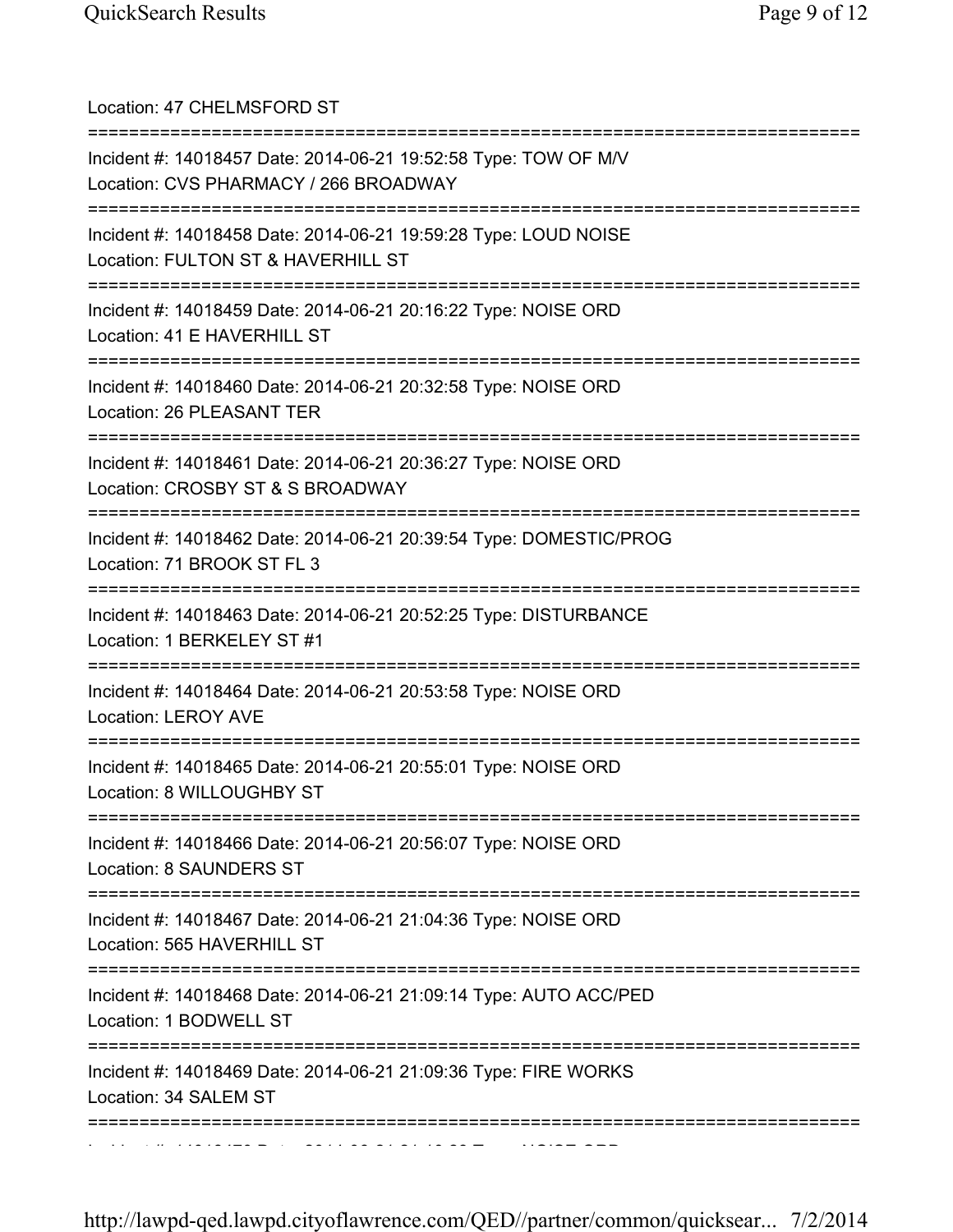Location: 47 CHELMSFORD ST

===========================================================================

Incident #: 14018457 Date: 2014-06-21 19:52:58 Type: TOW OF M/V
Location: CVS PHARMACY / 266 BROADWAY

===========================================================================

Incident #: 14018458 Date: 2014-06-21 19:59:28 Type: LOUD NOISE
Location: FULTON ST & HAVERHILL ST

===========================================================================

Incident #: 14018459 Date: 2014-06-21 20:16:22 Type: NOISE ORD
Location: 41 E HAVERHILL ST

===========================================================================

Incident #: 14018460 Date: 2014-06-21 20:32:58 Type: NOISE ORD
Location: 26 PLEASANT TER

===========================================================================

Incident #: 14018461 Date: 2014-06-21 20:36:27 Type: NOISE ORD
Location: CROSBY ST & S BROADWAY

===========================================================================

Incident #: 14018462 Date: 2014-06-21 20:39:54 Type: DOMESTIC/PROG
Location: 71 BROOK ST FL 3

===========================================================================

Incident #: 14018463 Date: 2014-06-21 20:52:25 Type: DISTURBANCE
Location: 1 BERKELEY ST #1

===========================================================================

Incident #: 14018464 Date: 2014-06-21 20:53:58 Type: NOISE ORD
Location: LEROY AVE

===========================================================================

Incident #: 14018465 Date: 2014-06-21 20:55:01 Type: NOISE ORD
Location: 8 WILLOUGHBY ST

===========================================================================

Incident #: 14018466 Date: 2014-06-21 20:56:07 Type: NOISE ORD
Location: 8 SAUNDERS ST

===========================================================================

Incident #: 14018467 Date: 2014-06-21 21:04:36 Type: NOISE ORD
Location: 565 HAVERHILL ST

===========================================================================

Incident #: 14018468 Date: 2014-06-21 21:09:14 Type: AUTO ACC/PED
Location: 1 BODWELL ST

===========================================================================

Incident #: 14018469 Date: 2014-06-21 21:09:36 Type: FIRE WORKS
Location: 34 SALEM ST

===========================================================================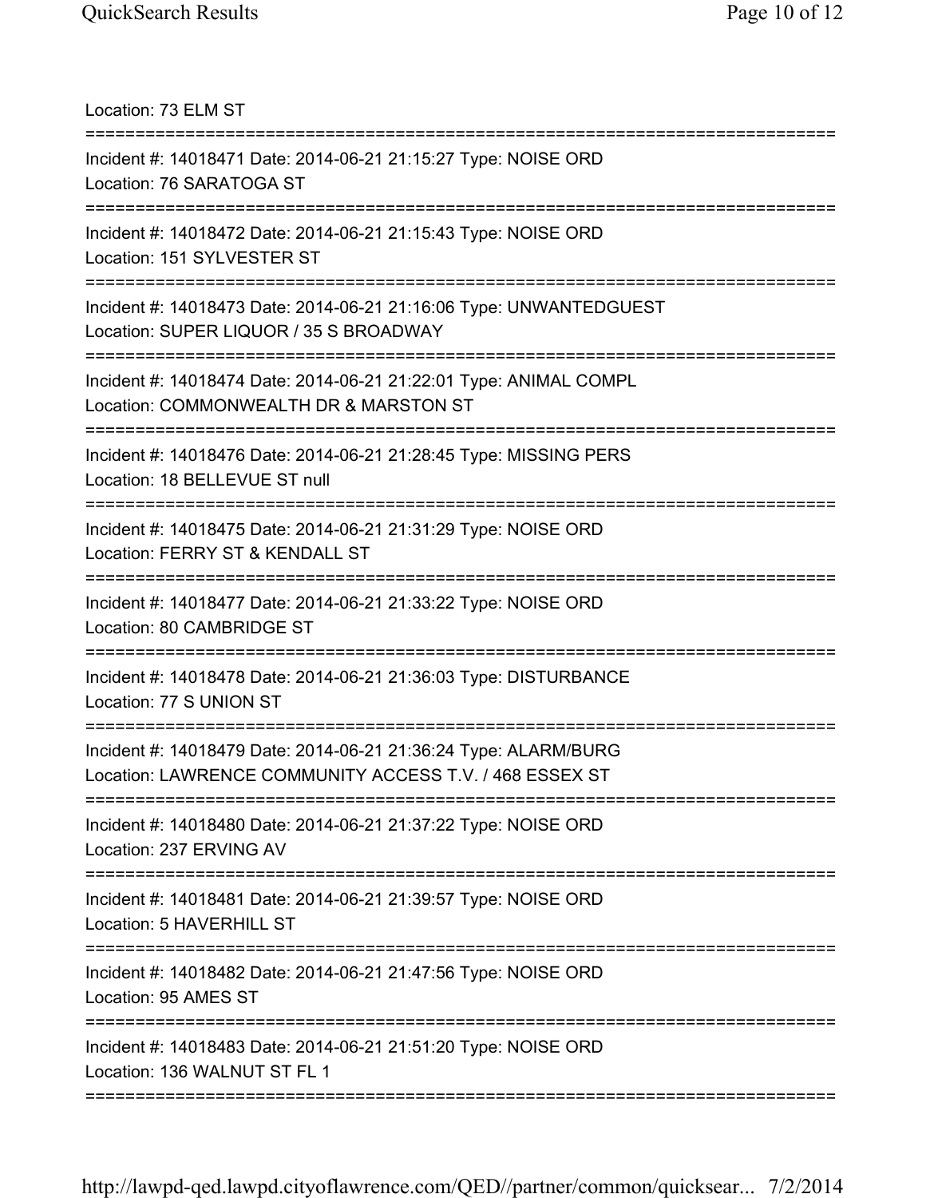Location: 73 ELM ST

===========================================================================

Incident #: 14018471 Date: 2014-06-21 21:15:27 Type: NOISE ORD
Location: 76 SARATOGA ST

===========================================================================

Incident #: 14018472 Date: 2014-06-21 21:15:43 Type: NOISE ORD
Location: 151 SYLVESTER ST

===========================================================================

Incident #: 14018473 Date: 2014-06-21 21:16:06 Type: UNWANTEDGUEST
Location: SUPER LIQUOR / 35 S BROADWAY

===========================================================================

Incident #: 14018474 Date: 2014-06-21 21:22:01 Type: ANIMAL COMPL
Location: COMMONWEALTH DR & MARSTON ST

===========================================================================

Incident #: 14018476 Date: 2014-06-21 21:28:45 Type: MISSING PERS
Location: 18 BELLEVUE ST null

===========================================================================

Incident #: 14018475 Date: 2014-06-21 21:31:29 Type: NOISE ORD
Location: FERRY ST & KENDALL ST

===========================================================================

Incident #: 14018477 Date: 2014-06-21 21:33:22 Type: NOISE ORD
Location: 80 CAMBRIDGE ST

===========================================================================

Incident #: 14018478 Date: 2014-06-21 21:36:03 Type: DISTURBANCE
Location: 77 S UNION ST

===========================================================================

Incident #: 14018479 Date: 2014-06-21 21:36:24 Type: ALARM/BURG
Location: LAWRENCE COMMUNITY ACCESS T.V. / 468 ESSEX ST

===========================================================================

Incident #: 14018480 Date: 2014-06-21 21:37:22 Type: NOISE ORD
Location: 237 ERVING AV

===========================================================================

Incident #: 14018481 Date: 2014-06-21 21:39:57 Type: NOISE ORD
Location: 5 HAVERHILL ST

===========================================================================

Incident #: 14018482 Date: 2014-06-21 21:47:56 Type: NOISE ORD
Location: 95 AMES ST

===========================================================================

Incident #: 14018483 Date: 2014-06-21 21:51:20 Type: NOISE ORD
Location: 136 WALNUT ST FL 1

===========================================================================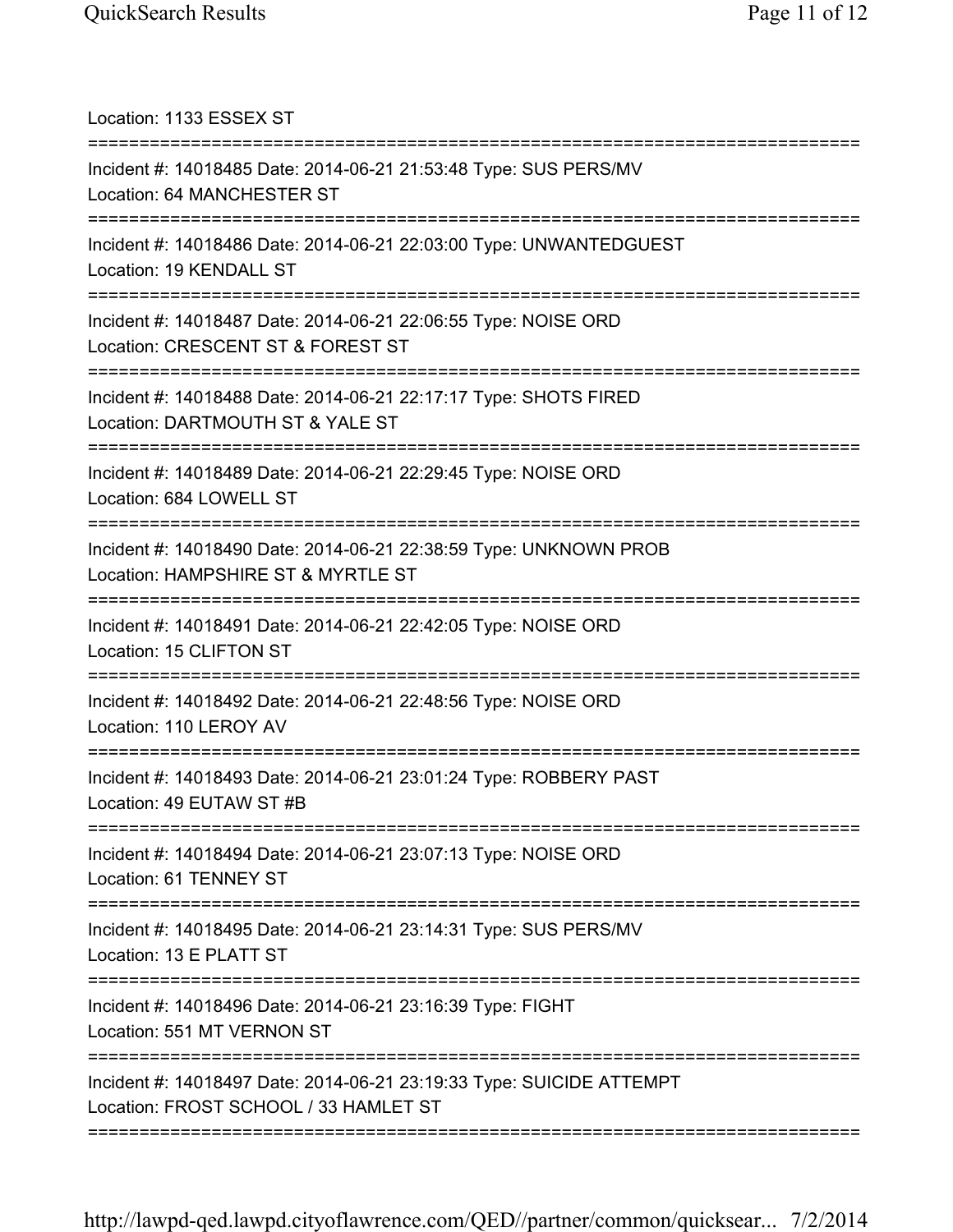Location: 1133 ESSEX ST

===========================================================================

Incident #: 14018485 Date: 2014-06-21 21:53:48 Type: SUS PERS/MV
Location: 64 MANCHESTER ST

===========================================================================

Incident #: 14018486 Date: 2014-06-21 22:03:00 Type: UNWANTEDGUEST
Location: 19 KENDALL ST

===========================================================================

Incident #: 14018487 Date: 2014-06-21 22:06:55 Type: NOISE ORD
Location: CRESCENT ST & FOREST ST

===========================================================================

Incident #: 14018488 Date: 2014-06-21 22:17:17 Type: SHOTS FIRED
Location: DARTMOUTH ST & YALE ST

===========================================================================

Incident #: 14018489 Date: 2014-06-21 22:29:45 Type: NOISE ORD
Location: 684 LOWELL ST

===========================================================================

Incident #: 14018490 Date: 2014-06-21 22:38:59 Type: UNKNOWN PROB
Location: HAMPSHIRE ST & MYRTLE ST

===========================================================================

Incident #: 14018491 Date: 2014-06-21 22:42:05 Type: NOISE ORD
Location: 15 CLIFTON ST

===========================================================================

Incident #: 14018492 Date: 2014-06-21 22:48:56 Type: NOISE ORD
Location: 110 LEROY AV

===========================================================================

Incident #: 14018493 Date: 2014-06-21 23:01:24 Type: ROBBERY PAST
Location: 49 EUTAW ST #B

===========================================================================

Incident #: 14018494 Date: 2014-06-21 23:07:13 Type: NOISE ORD
Location: 61 TENNEY ST

===========================================================================

Incident #: 14018495 Date: 2014-06-21 23:14:31 Type: SUS PERS/MV
Location: 13 E PLATT ST

===========================================================================

Incident #: 14018496 Date: 2014-06-21 23:16:39 Type: FIGHT
Location: 551 MT VERNON ST

===========================================================================

Incident #: 14018497 Date: 2014-06-21 23:19:33 Type: SUICIDE ATTEMPT
Location: FROST SCHOOL / 33 HAMLET ST

===========================================================================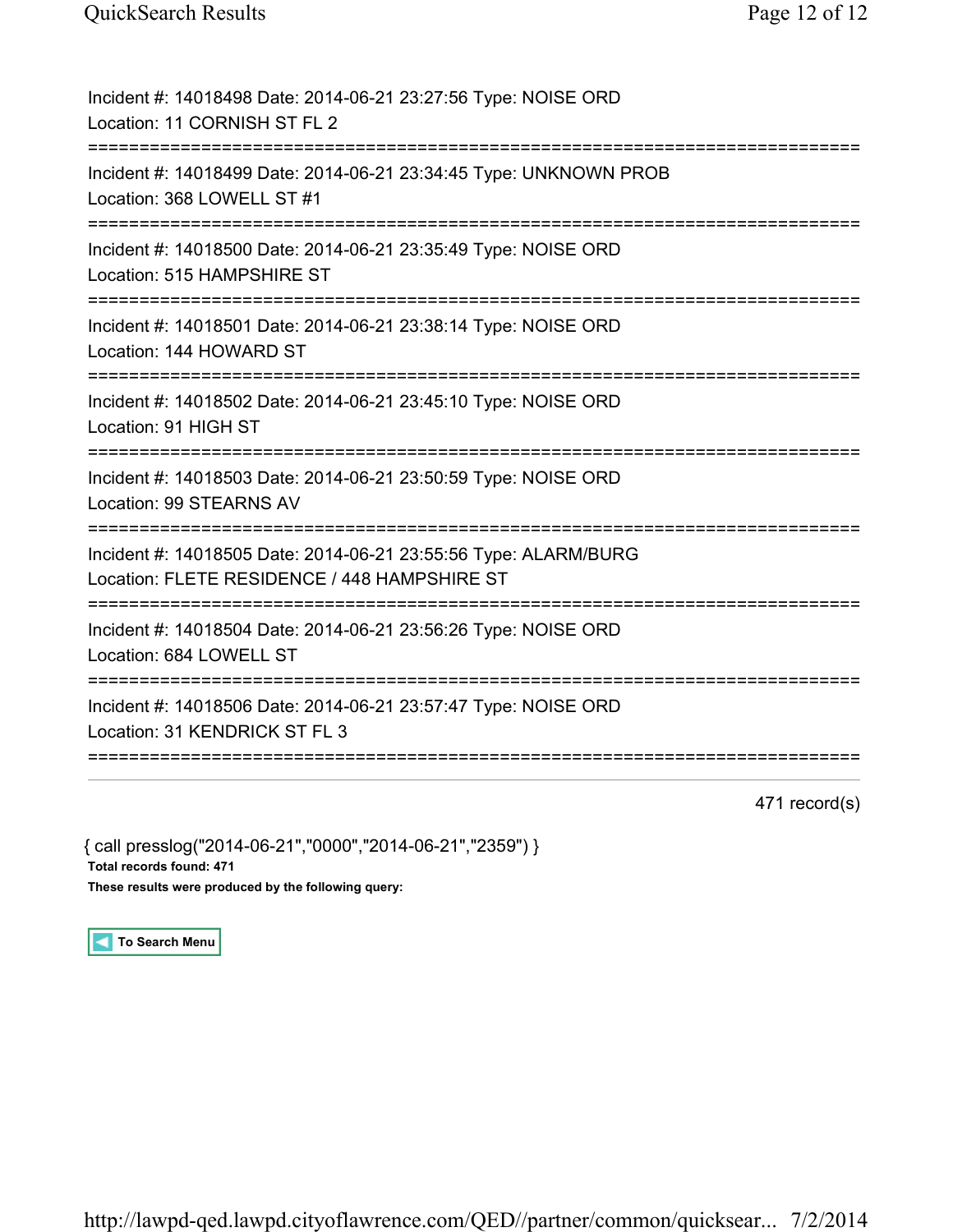Incident #: 14018498 Date: 2014-06-21 23:27:56 Type: NOISE ORD
Location: 11 CORNISH ST FL 2

===========================================================================

Incident #: 14018499 Date: 2014-06-21 23:34:45 Type: UNKNOWN PROB
Location: 368 LOWELL ST #1

===========================================================================

Incident #: 14018500 Date: 2014-06-21 23:35:49 Type: NOISE ORD
Location: 515 HAMPSHIRE ST

===========================================================================

Incident #: 14018501 Date: 2014-06-21 23:38:14 Type: NOISE ORD
Location: 144 HOWARD ST

===========================================================================

Incident #: 14018502 Date: 2014-06-21 23:45:10 Type: NOISE ORD
Location: 91 HIGH ST

===========================================================================

Incident #: 14018503 Date: 2014-06-21 23:50:59 Type: NOISE ORD
Location: 99 STEARNS AV

===========================================================================

Incident #: 14018505 Date: 2014-06-21 23:55:56 Type: ALARM/BURG
Location: FLETE RESIDENCE / 448 HAMPSHIRE ST

===========================================================================

Incident #: 14018504 Date: 2014-06-21 23:56:26 Type: NOISE ORD
Location: 684 LOWELL ST

===========================================================================

Incident #: 14018506 Date: 2014-06-21 23:57:47 Type: NOISE ORD
Location: 31 KENDRICK ST FL 3

===========================================================================

471 record(s)

{ call presslog("2014-06-21","0000","2014-06-21","2359") }

**Total records found: 471**

**These results were produced by the following query:**

To Search Menu